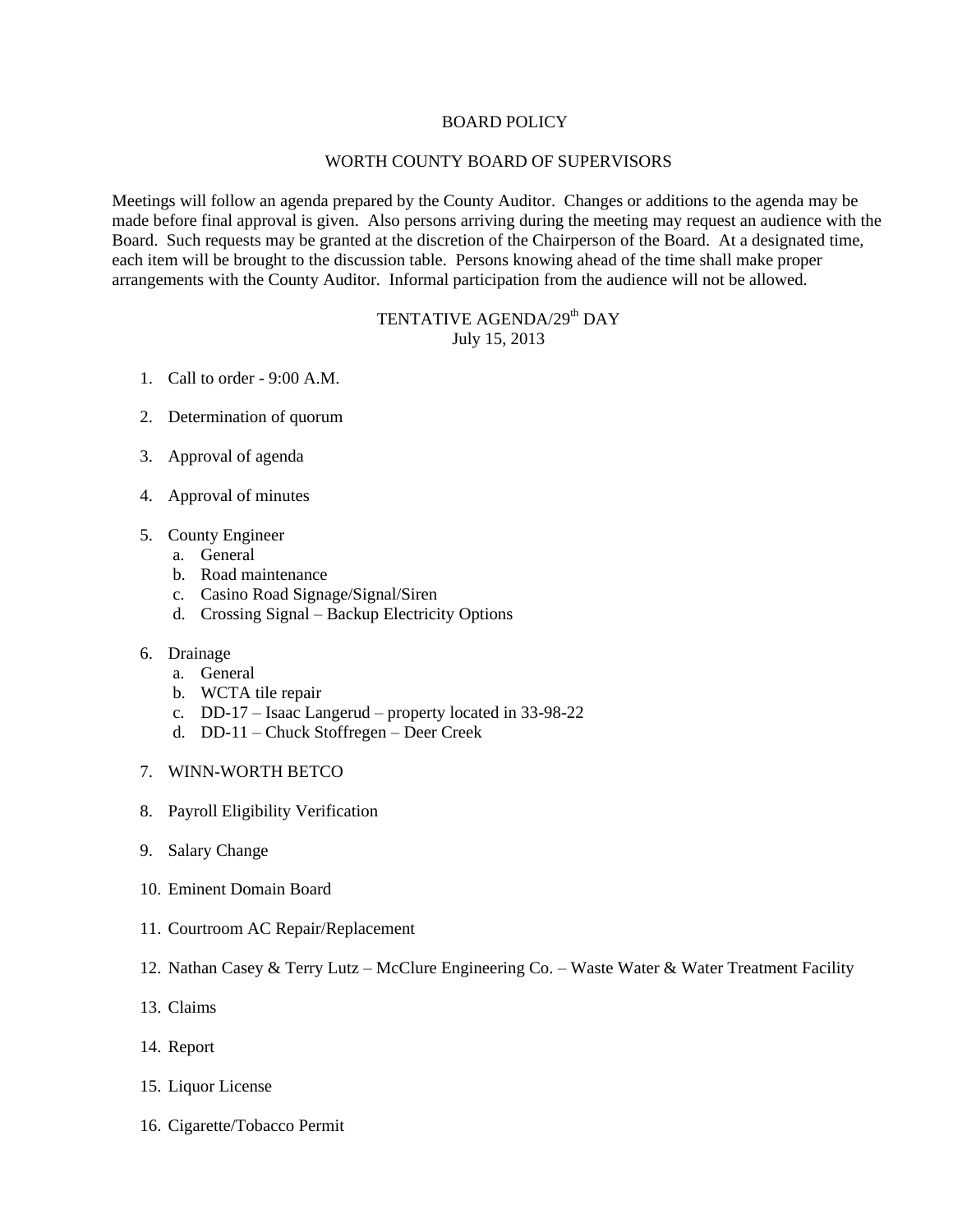# BOARD POLICY

## WORTH COUNTY BOARD OF SUPERVISORS

Meetings will follow an agenda prepared by the County Auditor. Changes or additions to the agenda may be made before final approval is given. Also persons arriving during the meeting may request an audience with the Board. Such requests may be granted at the discretion of the Chairperson of the Board. At a designated time, each item will be brought to the discussion table. Persons knowing ahead of the time shall make proper arrangements with the County Auditor. Informal participation from the audience will not be allowed.

## TENTATIVE AGENDA/29th DAY

July 15, 2013

1. Call to order - 9:00 A.M.

2. Determination of quorum

3. Approval of agenda

4. Approval of minutes

5. County Engineer
   a. General
   b. Road maintenance
   c. Casino Road Signage/Signal/Siren
   d. Crossing Signal – Backup Electricity Options

6. Drainage
   a. General
   b. WCTA tile repair
   c. DD-17 – Isaac Langerud – property located in 33-98-22
   d. DD-11 – Chuck Stoffregen – Deer Creek

7. WINN-WORTH BETCO

8. Payroll Eligibility Verification

9. Salary Change

10. Eminent Domain Board

11. Courtroom AC Repair/Replacement

12. Nathan Casey & Terry Lutz – McClure Engineering Co. – Waste Water & Water Treatment Facility

13. Claims

14. Report

15. Liquor License

16. Cigarette/Tobacco Permit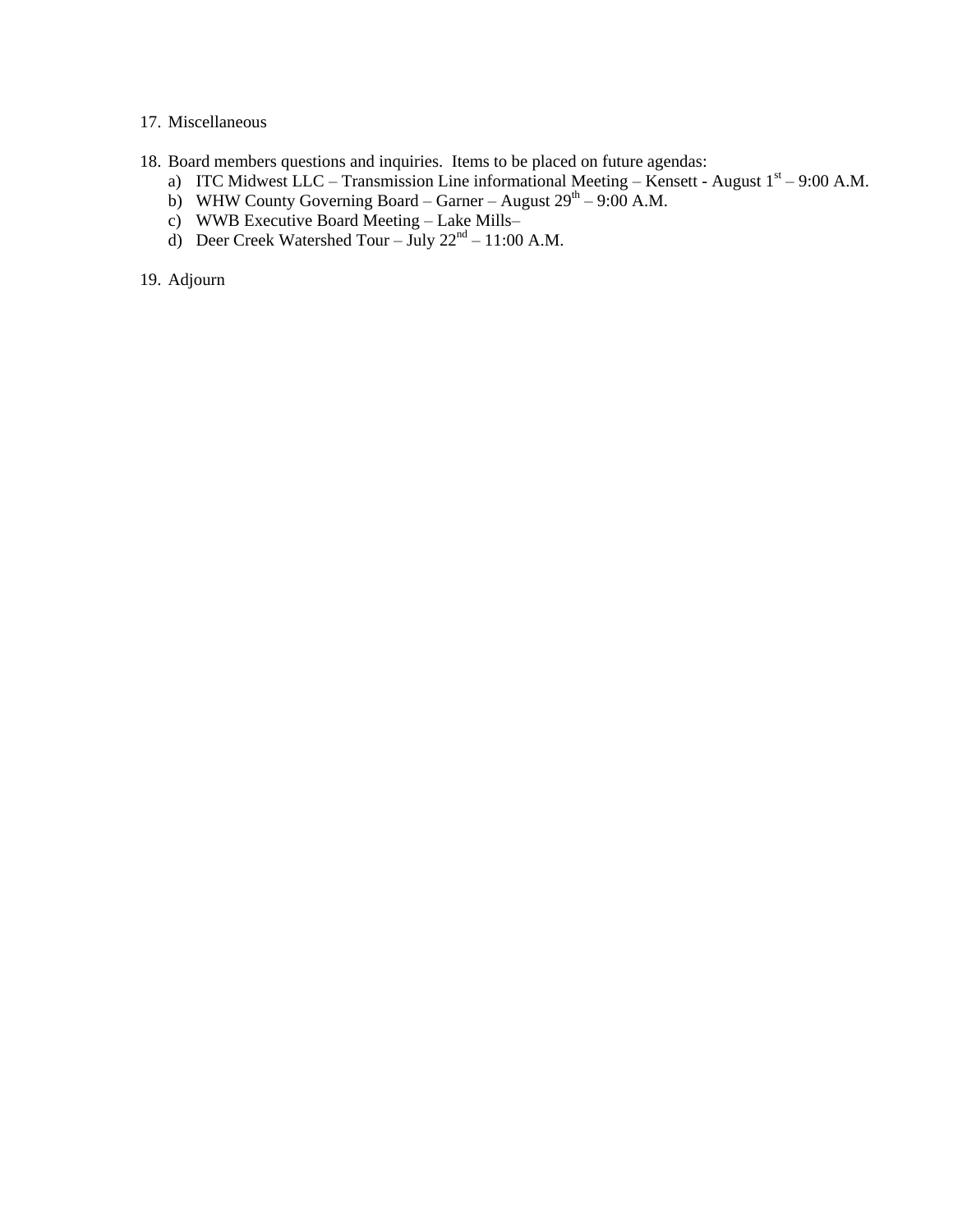17. Miscellaneous

18. Board members questions and inquiries. Items to be placed on future agendas:
    a) ITC Midwest LLC – Transmission Line informational Meeting – Kensett - August 1st – 9:00 A.M.
    b) WHW County Governing Board – Garner – August 29th – 9:00 A.M.
    c) WWB Executive Board Meeting – Lake Mills–
    d) Deer Creek Watershed Tour – July 22nd – 11:00 A.M.

19. Adjourn